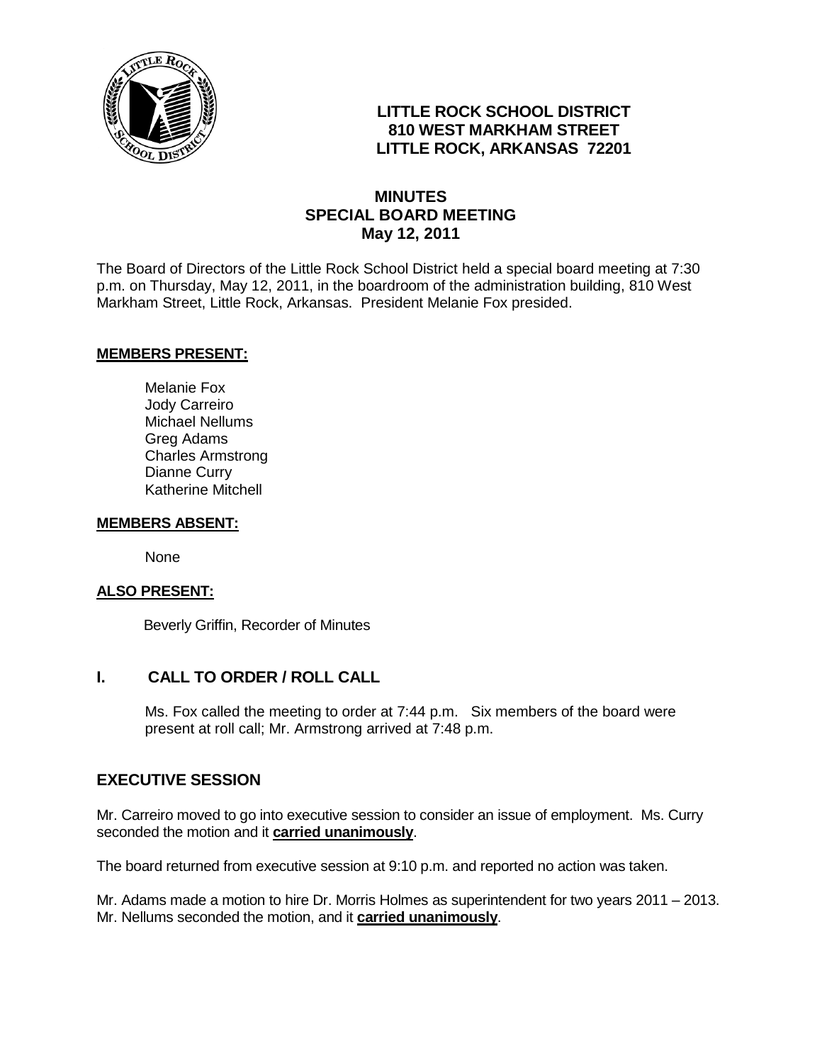**LITTLE ROCK SCHOOL DISTRICT**
**810 WEST MARKHAM STREET**
**LITTLE ROCK, ARKANSAS 72201**

# MINUTES
## SPECIAL BOARD MEETING
### May 12, 2011

The Board of Directors of the Little Rock School District held a special board meeting at 7:30 p.m. on Thursday, May 12, 2011, in the boardroom of the administration building, 810 West Markham Street, Little Rock, Arkansas. President Melanie Fox presided.

**MEMBERS PRESENT:**

Melanie Fox
Jody Carreiro
Michael Nellums
Greg Adams
Charles Armstrong
Dianne Curry
Katherine Mitchell

**MEMBERS ABSENT:**

None

**ALSO PRESENT:**

Beverly Griffin, Recorder of Minutes

## I. CALL TO ORDER / ROLL CALL

Ms. Fox called the meeting to order at 7:44 p.m. Six members of the board were present at roll call; Mr. Armstrong arrived at 7:48 p.m.

## EXECUTIVE SESSION

Mr. Carreiro moved to go into executive session to consider an issue of employment. Ms. Curry seconded the motion and it **carried unanimously**.

The board returned from executive session at 9:10 p.m. and reported no action was taken.

Mr. Adams made a motion to hire Dr. Morris Holmes as superintendent for two years 2011 – 2013. Mr. Nellums seconded the motion, and it **carried unanimously**.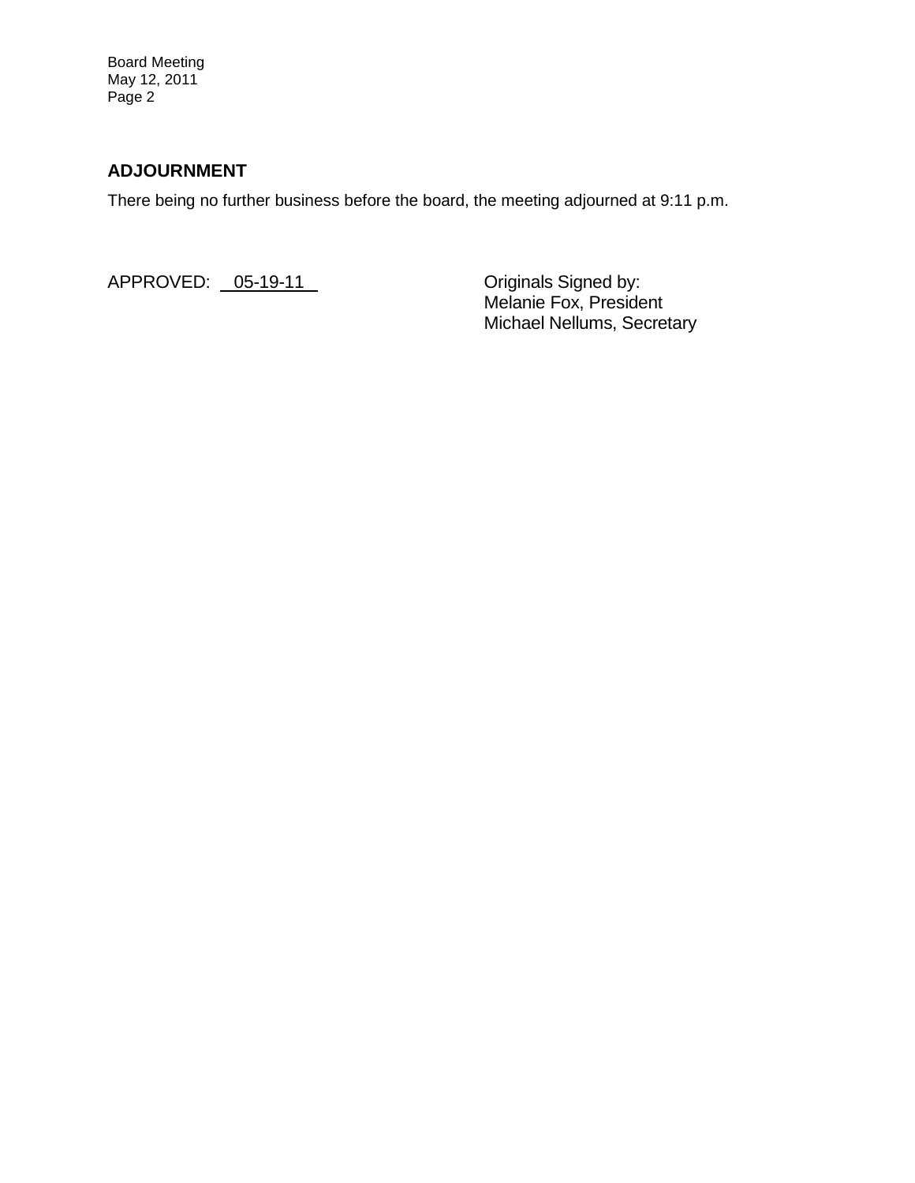## ADJOURNMENT

There being no further business before the board, the meeting adjourned at 9:11 p.m.

APPROVED: 05-19-11

Originals Signed by:
Melanie Fox, President
Michael Nellums, Secretary